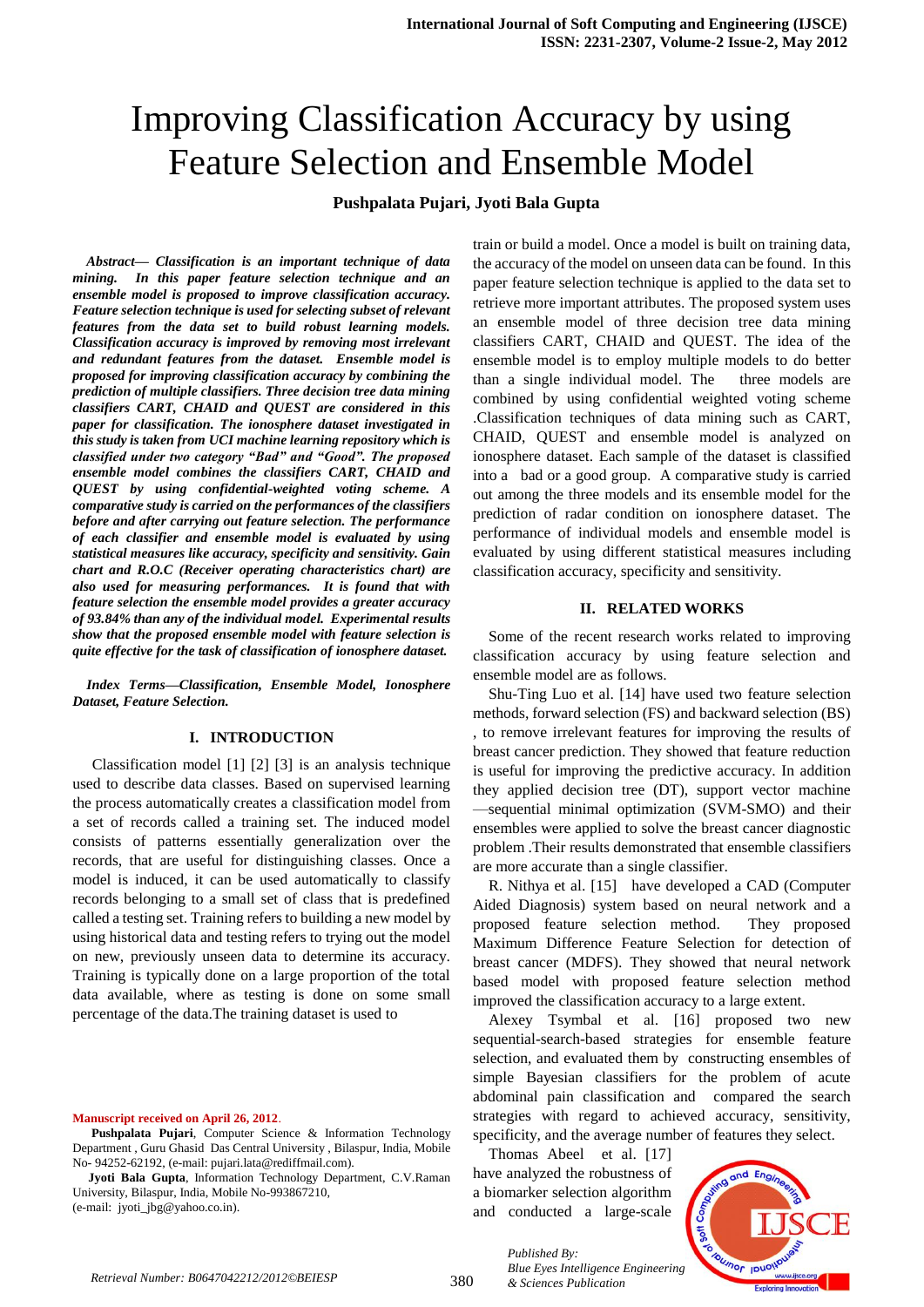# Improving Classification Accuracy by using Feature Selection and Ensemble Model

**Pushpalata Pujari, Jyoti Bala Gupta**

***Abstract— Classification is an important technique of data mining. In this paper feature selection technique and an ensemble model is proposed to improve classification accuracy. Feature selection technique is used for selecting subset of relevant features from the data set to build robust learning models. Classification accuracy is improved by removing most irrelevant and redundant features from the dataset. Ensemble model is proposed for improving classification accuracy by combining the prediction of multiple classifiers. Three decision tree data mining classifiers CART, CHAID and QUEST are considered in this paper for classification. The ionosphere dataset investigated in this study is taken from UCI machine learning repository which is classified under two category "Bad" and "Good". The proposed ensemble model combines the classifiers CART, CHAID and QUEST by using confidential-weighted voting scheme. A comparative study is carried on the performances of the classifiers before and after carrying out feature selection. The performance of each classifier and ensemble model is evaluated by using statistical measures like accuracy, specificity and sensitivity. Gain chart and R.O.C (Receiver operating characteristics chart) are also used for measuring performances. It is found that with feature selection the ensemble model provides a greater accuracy of 93.84% than any of the individual model. Experimental results show that the proposed ensemble model with feature selection is quite effective for the task of classification of ionosphere dataset.***

***Index Terms—Classification, Ensemble Model, Ionosphere Dataset, Feature Selection.***

## I. INTRODUCTION

Classification model [1] [2] [3] is an analysis technique used to describe data classes. Based on supervised learning the process automatically creates a classification model from a set of records called a training set. The induced model consists of patterns essentially generalization over the records, that are useful for distinguishing classes. Once a model is induced, it can be used automatically to classify records belonging to a small set of class that is predefined called a testing set. Training refers to building a new model by using historical data and testing refers to trying out the model on new, previously unseen data to determine its accuracy. Training is typically done on a large proportion of the total data available, where as testing is done on some small percentage of the data.The training dataset is used to train or build a model. Once a model is built on training data, the accuracy of the model on unseen data can be found. In this paper feature selection technique is applied to the data set to retrieve more important attributes. The proposed system uses an ensemble model of three decision tree data mining classifiers CART, CHAID and QUEST. The idea of the ensemble model is to employ multiple models to do better than a single individual model. The three models are combined by using confidential weighted voting scheme .Classification techniques of data mining such as CART, CHAID, QUEST and ensemble model is analyzed on ionosphere dataset. Each sample of the dataset is classified into a bad or a good group. A comparative study is carried out among the three models and its ensemble model for the prediction of radar condition on ionosphere dataset. The performance of individual models and ensemble model is evaluated by using different statistical measures including classification accuracy, specificity and sensitivity.

## II. RELATED WORKS

Some of the recent research works related to improving classification accuracy by using feature selection and ensemble model are as follows.

Shu-Ting Luo et al. [14] have used two feature selection methods, forward selection (FS) and backward selection (BS) , to remove irrelevant features for improving the results of breast cancer prediction. They showed that feature reduction is useful for improving the predictive accuracy. In addition they applied decision tree (DT), support vector machine —sequential minimal optimization (SVM-SMO) and their ensembles were applied to solve the breast cancer diagnostic problem .Their results demonstrated that ensemble classifiers are more accurate than a single classifier.

R. Nithya et al. [15] have developed a CAD (Computer Aided Diagnosis) system based on neural network and a proposed feature selection method. They proposed Maximum Difference Feature Selection for detection of breast cancer (MDFS). They showed that neural network based model with proposed feature selection method improved the classification accuracy to a large extent.

Alexey Tsymbal et al. [16] proposed two new sequential-search-based strategies for ensemble feature selection, and evaluated them by constructing ensembles of simple Bayesian classifiers for the problem of acute abdominal pain classification and compared the search strategies with regard to achieved accuracy, sensitivity, specificity, and the average number of features they select.

Thomas Abeel et al. [17] have analyzed the robustness of a biomarker selection algorithm and conducted a large-scale

**Manuscript received on April 26, 2012**.

**Pushpalata Pujari**, Computer Science & Information Technology Department , Guru Ghasid Das Central University , Bilaspur, India, Mobile No- 94252-62192, (e-mail: pujari.lata@rediffmail.com).

**Jyoti Bala Gupta**, Information Technology Department, C.V.Raman University, Bilaspur, India, Mobile No-993867210, (e-mail: jyoti_jbg@yahoo.co.in).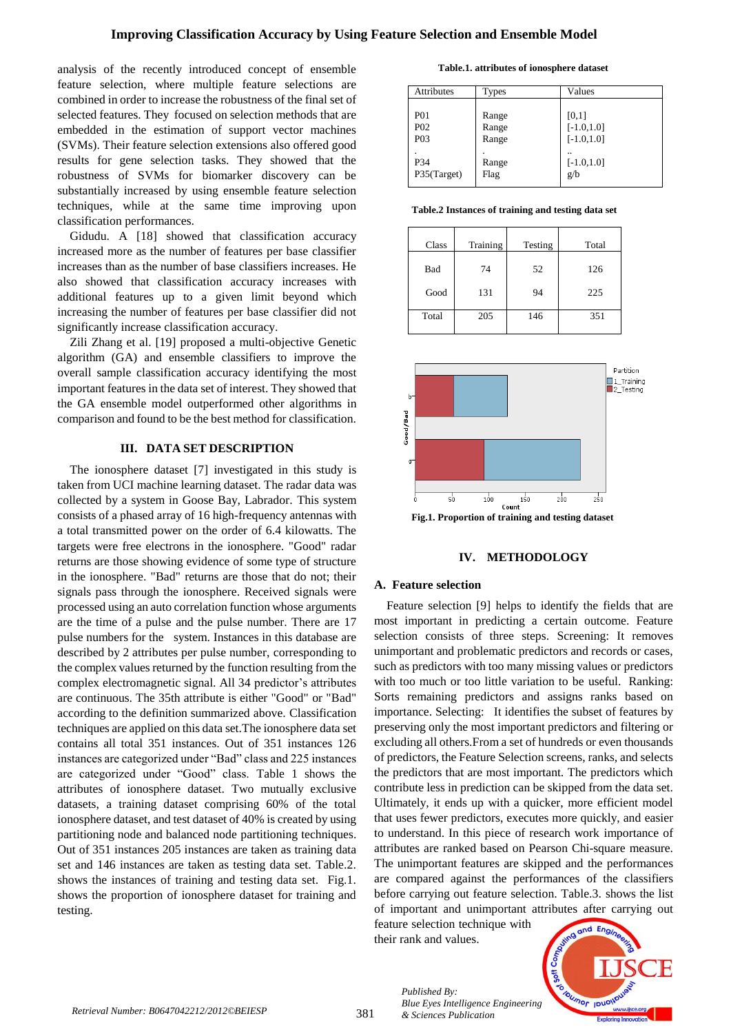analysis of the recently introduced concept of ensemble feature selection, where multiple feature selections are combined in order to increase the robustness of the final set of selected features. They focused on selection methods that are embedded in the estimation of support vector machines (SVMs). Their feature selection extensions also offered good results for gene selection tasks. They showed that the robustness of SVMs for biomarker discovery can be substantially increased by using ensemble feature selection techniques, while at the same time improving upon classification performances.

Gidudu. A [18] showed that classification accuracy increased more as the number of features per base classifier increases than as the number of base classifiers increases. He also showed that classification accuracy increases with additional features up to a given limit beyond which increasing the number of features per base classifier did not significantly increase classification accuracy.

Zili Zhang et al. [19] proposed a multi-objective Genetic algorithm (GA) and ensemble classifiers to improve the overall sample classification accuracy identifying the most important features in the data set of interest. They showed that the GA ensemble model outperformed other algorithms in comparison and found to be the best method for classification.

## III. DATA SET DESCRIPTION

The ionosphere dataset [7] investigated in this study is taken from UCI machine learning dataset. The radar data was collected by a system in Goose Bay, Labrador. This system consists of a phased array of 16 high-frequency antennas with a total transmitted power on the order of 6.4 kilowatts. The targets were free electrons in the ionosphere. "Good" radar returns are those showing evidence of some type of structure in the ionosphere. "Bad" returns are those that do not; their signals pass through the ionosphere. Received signals were processed using an auto correlation function whose arguments are the time of a pulse and the pulse number. There are 17 pulse numbers for the system. Instances in this database are described by 2 attributes per pulse number, corresponding to the complex values returned by the function resulting from the complex electromagnetic signal. All 34 predictor's attributes are continuous. The 35th attribute is either "Good" or "Bad" according to the definition summarized above. Classification techniques are applied on this data set.The ionosphere data set contains all total 351 instances. Out of 351 instances 126 instances are categorized under "Bad" class and 225 instances are categorized under "Good" class. Table 1 shows the attributes of ionosphere dataset. Two mutually exclusive datasets, a training dataset comprising 60% of the total ionosphere dataset, and test dataset of 40% is created by using partitioning node and balanced node partitioning techniques. Out of 351 instances 205 instances are taken as training data set and 146 instances are taken as testing data set. Table.2. shows the instances of training and testing data set. Fig.1. shows the proportion of ionosphere dataset for training and testing.

**Table.1. attributes of ionosphere dataset**

| Attributes | Types | Values |
|---|---|---|
| P01 | Range | [0,1] |
| P02 | Range | [-1.0,1.0] |
| P03 | Range | [-1.0,1.0] |
| . | . | .. |
| P34 | Range | [-1.0,1.0] |
| P35(Target) | Flag | g/b |

**Table.2 Instances of training and testing data set**

| Class | Training | Testing | Total |
|---|---|---|---|
| Bad | 74 | 52 | 126 |
| Good | 131 | 94 | 225 |
| Total | 205 | 146 | 351 |

**Fig.1. Proportion of training and testing dataset**

## IV. METHODOLOGY

### A. Feature selection

Feature selection [9] helps to identify the fields that are most important in predicting a certain outcome. Feature selection consists of three steps. Screening: It removes unimportant and problematic predictors and records or cases, such as predictors with too many missing values or predictors with too much or too little variation to be useful. Ranking: Sorts remaining predictors and assigns ranks based on importance. Selecting: It identifies the subset of features by preserving only the most important predictors and filtering or excluding all others.From a set of hundreds or even thousands of predictors, the Feature Selection screens, ranks, and selects the predictors that are most important. The predictors which contribute less in prediction can be skipped from the data set. Ultimately, it ends up with a quicker, more efficient model that uses fewer predictors, executes more quickly, and easier to understand. In this piece of research work importance of attributes are ranked based on Pearson Chi-square measure. The unimportant features are skipped and the performances are compared against the performances of the classifiers before carrying out feature selection. Table.3. shows the list of important and unimportant attributes after carrying out feature selection technique with their rank and values.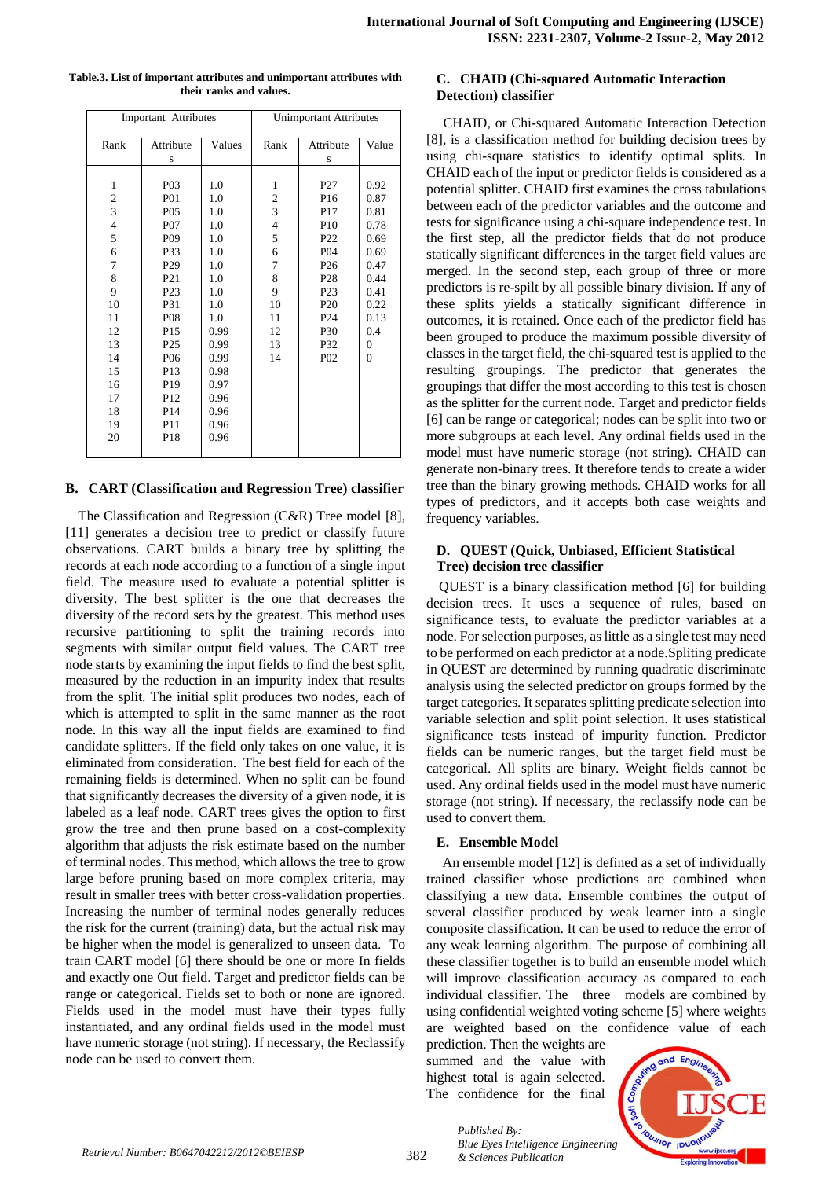**Table.3. List of important attributes and unimportant attributes with their ranks and values.**

| Important Attributes | | | Unimportant Attributes | | |
|---|---|---|---|---|---|
| Rank | Attributes | Values | Rank | Attributes | Value |
| 1 | P03 | 1.0 | 1 | P27 | 0.92 |
| 2 | P01 | 1.0 | 2 | P16 | 0.87 |
| 3 | P05 | 1.0 | 3 | P17 | 0.81 |
| 4 | P07 | 1.0 | 4 | P10 | 0.78 |
| 5 | P09 | 1.0 | 5 | P22 | 0.69 |
| 6 | P33 | 1.0 | 6 | P04 | 0.69 |
| 7 | P29 | 1.0 | 7 | P26 | 0.47 |
| 8 | P21 | 1.0 | 8 | P28 | 0.44 |
| 9 | P23 | 1.0 | 9 | P23 | 0.41 |
| 10 | P31 | 1.0 | 10 | P20 | 0.22 |
| 11 | P08 | 1.0 | 11 | P24 | 0.13 |
| 12 | P15 | 0.99 | 12 | P30 | 0.4 |
| 13 | P25 | 0.99 | 13 | P32 | 0 |
| 14 | P06 | 0.99 | 14 | P02 | 0 |
| 15 | P13 | 0.98 | | | |
| 16 | P19 | 0.97 | | | |
| 17 | P12 | 0.96 | | | |
| 18 | P14 | 0.96 | | | |
| 19 | P11 | 0.96 | | | |
| 20 | P18 | 0.96 | | | |

### B. CART (Classification and Regression Tree) classifier

The Classification and Regression (C&R) Tree model [8], [11] generates a decision tree to predict or classify future observations. CART builds a binary tree by splitting the records at each node according to a function of a single input field. The measure used to evaluate a potential splitter is diversity. The best splitter is the one that decreases the diversity of the record sets by the greatest. This method uses recursive partitioning to split the training records into segments with similar output field values. The CART tree node starts by examining the input fields to find the best split, measured by the reduction in an impurity index that results from the split. The initial split produces two nodes, each of which is attempted to split in the same manner as the root node. In this way all the input fields are examined to find candidate splitters. If the field only takes on one value, it is eliminated from consideration. The best field for each of the remaining fields is determined. When no split can be found that significantly decreases the diversity of a given node, it is labeled as a leaf node. CART trees gives the option to first grow the tree and then prune based on a cost-complexity algorithm that adjusts the risk estimate based on the number of terminal nodes. This method, which allows the tree to grow large before pruning based on more complex criteria, may result in smaller trees with better cross-validation properties. Increasing the number of terminal nodes generally reduces the risk for the current (training) data, but the actual risk may be higher when the model is generalized to unseen data. To train CART model [6] there should be one or more In fields and exactly one Out field. Target and predictor fields can be range or categorical. Fields set to both or none are ignored. Fields used in the model must have their types fully instantiated, and any ordinal fields used in the model must have numeric storage (not string). If necessary, the Reclassify node can be used to convert them.

### C. CHAID (Chi-squared Automatic Interaction Detection) classifier

CHAID, or Chi-squared Automatic Interaction Detection [8], is a classification method for building decision trees by using chi-square statistics to identify optimal splits. In CHAID each of the input or predictor fields is considered as a potential splitter. CHAID first examines the cross tabulations between each of the predictor variables and the outcome and tests for significance using a chi-square independence test. In the first step, all the predictor fields that do not produce statically significant differences in the target field values are merged. In the second step, each group of three or more predictors is re-spilt by all possible binary division. If any of these splits yields a statically significant difference in outcomes, it is retained. Once each of the predictor field has been grouped to produce the maximum possible diversity of classes in the target field, the chi-squared test is applied to the resulting groupings. The predictor that generates the groupings that differ the most according to this test is chosen as the splitter for the current node. Target and predictor fields [6] can be range or categorical; nodes can be split into two or more subgroups at each level. Any ordinal fields used in the model must have numeric storage (not string). CHAID can generate non-binary trees. It therefore tends to create a wider tree than the binary growing methods. CHAID works for all types of predictors, and it accepts both case weights and frequency variables.

### D. QUEST (Quick, Unbiased, Efficient Statistical Tree) decision tree classifier

QUEST is a binary classification method [6] for building decision trees. It uses a sequence of rules, based on significance tests, to evaluate the predictor variables at a node. For selection purposes, as little as a single test may need to be performed on each predictor at a node.Spliting predicate in QUEST are determined by running quadratic discriminate analysis using the selected predictor on groups formed by the target categories. It separates splitting predicate selection into variable selection and split point selection. It uses statistical significance tests instead of impurity function. Predictor fields can be numeric ranges, but the target field must be categorical. All splits are binary. Weight fields cannot be used. Any ordinal fields used in the model must have numeric storage (not string). If necessary, the reclassify node can be used to convert them.

### E. Ensemble Model

An ensemble model [12] is defined as a set of individually trained classifier whose predictions are combined when classifying a new data. Ensemble combines the output of several classifier produced by weak learner into a single composite classification. It can be used to reduce the error of any weak learning algorithm. The purpose of combining all these classifier together is to build an ensemble model which will improve classification accuracy as compared to each individual classifier. The three models are combined by using confidential weighted voting scheme [5] where weights are weighted based on the confidence value of each prediction. Then the weights are summed and the value with highest total is again selected. The confidence for the final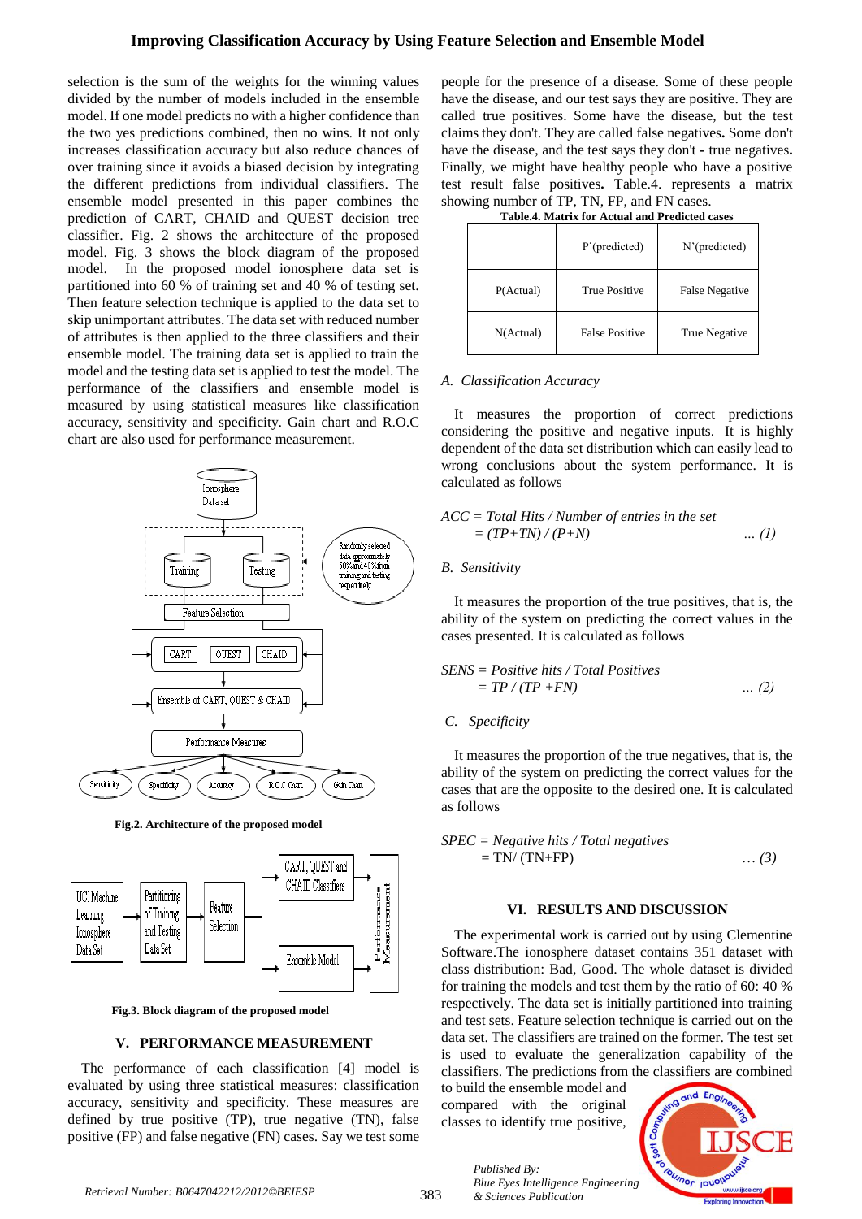selection is the sum of the weights for the winning values divided by the number of models included in the ensemble model. If one model predicts no with a higher confidence than the two yes predictions combined, then no wins. It not only increases classification accuracy but also reduce chances of over training since it avoids a biased decision by integrating the different predictions from individual classifiers. The ensemble model presented in this paper combines the prediction of CART, CHAID and QUEST decision tree classifier. Fig. 2 shows the architecture of the proposed model. Fig. 3 shows the block diagram of the proposed model. In the proposed model ionosphere data set is partitioned into 60 % of training set and 40 % of testing set. Then feature selection technique is applied to the data set to skip unimportant attributes. The data set with reduced number of attributes is then applied to the three classifiers and their ensemble model. The training data set is applied to train the model and the testing data set is applied to test the model. The performance of the classifiers and ensemble model is measured by using statistical measures like classification accuracy, sensitivity and specificity. Gain chart and R.O.C chart are also used for performance measurement.

**Fig.2. Architecture of the proposed model**

**Fig.3. Block diagram of the proposed model**

## V. PERFORMANCE MEASUREMENT

The performance of each classification [4] model is evaluated by using three statistical measures: classification accuracy, sensitivity and specificity. These measures are defined by true positive (TP), true negative (TN), false positive (FP) and false negative (FN) cases. Say we test some people for the presence of a disease. Some of these people have the disease, and our test says they are positive. They are called true positives. Some have the disease, but the test claims they don't. They are called false negatives**.** Some don't have the disease, and the test says they don't - true negatives**.** Finally, we might have healthy people who have a positive test result false positives**.** Table.4. represents a matrix showing number of TP, TN, FP, and FN cases.

**Table.4. Matrix for Actual and Predicted cases**

| | P'(predicted) | N'(predicted) |
|---|---|---|
| P(Actual) | True Positive | False Negative |
| N(Actual) | False Positive | True Negative |

### *A. Classification Accuracy*

It measures the proportion of correct predictions considering the positive and negative inputs. It is highly dependent of the data set distribution which can easily lead to wrong conclusions about the system performance. It is calculated as follows

$$ACC = Total\ Hits \,/\, Number\ of\ entries\ in\ the\ set = (TP+TN)/(P+N) \quad \ldots (1)$$

### *B. Sensitivity*

It measures the proportion of the true positives, that is, the ability of the system on predicting the correct values in the cases presented. It is calculated as follows

$$SENS = Positive\ hits \,/\, Total\ Positives = TP/(TP+FN) \quad \ldots (2)$$

### *C. Specificity*

It measures the proportion of the true negatives, that is, the ability of the system on predicting the correct values for the cases that are the opposite to the desired one. It is calculated as follows

$$SPEC = Negative\ hits \,/\, Total\ negatives = TN/(TN+FP) \quad \ldots (3)$$

## VI. RESULTS AND DISCUSSION

The experimental work is carried out by using Clementine Software.The ionosphere dataset contains 351 dataset with class distribution: Bad, Good. The whole dataset is divided for training the models and test them by the ratio of 60: 40 % respectively. The data set is initially partitioned into training and test sets. Feature selection technique is carried out on the data set. The classifiers are trained on the former. The test set is used to evaluate the generalization capability of the classifiers. The predictions from the classifiers are combined to build the ensemble model and compared with the original classes to identify true positive,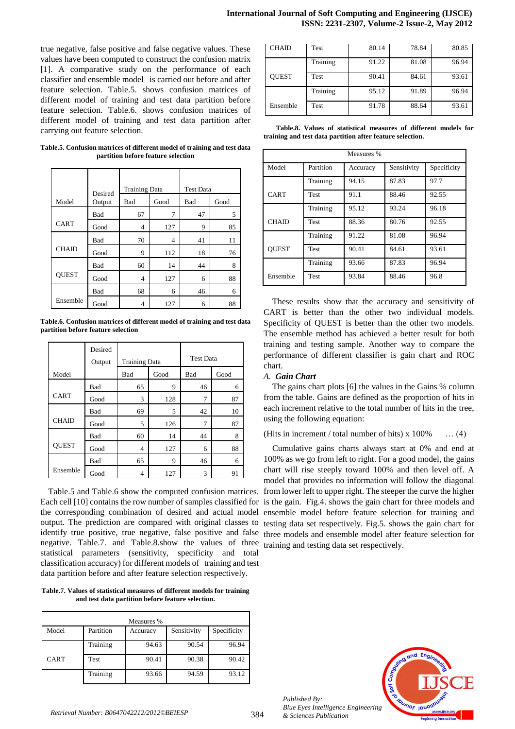true negative, false positive and false negative values. These values have been computed to construct the confusion matrix [1]. A comparative study on the performance of each classifier and ensemble model is carried out before and after feature selection. Table.5. shows confusion matrices of different model of training and test data partition before feature selection. Table.6. shows confusion matrices of different model of training and test data partition after carrying out feature selection.

**Table.5. Confusion matrices of different model of training and test data partition before feature selection**

| Model | Desired Output | Training Data | | Test Data | |
|---|---|---|---|---|---|
| | | Bad | Good | Bad | Good |
| CART | Bad | 67 | 7 | 47 | 5 |
| | Good | 4 | 127 | 9 | 85 |
| CHAID | Bad | 70 | 4 | 41 | 11 |
| | Good | 9 | 112 | 18 | 76 |
| QUEST | Bad | 60 | 14 | 44 | 8 |
| | Good | 4 | 127 | 6 | 88 |
| Ensemble | Bad | 68 | 6 | 46 | 6 |
| | Good | 4 | 127 | 6 | 88 |

**Table.6. Confusion matrices of different model of training and test data partition before feature selection**

| Model | Desired Output | Training Data | | Test Data | |
|---|---|---|---|---|---|
| | | Bad | Good | Bad | Good |
| CART | Bad | 65 | 9 | 46 | 6 |
| | Good | 3 | 128 | 7 | 87 |
| CHAID | Bad | 69 | 5 | 42 | 10 |
| | Good | 5 | 126 | 7 | 87 |
| QUEST | Bad | 60 | 14 | 44 | 8 |
| | Good | 4 | 127 | 6 | 88 |
| Ensemble | Bad | 65 | 9 | 46 | 6 |
| | Good | 4 | 127 | 3 | 91 |

Table.5 and Table.6 show the computed confusion matrices. Each cell [10] contains the row number of samples classified for the corresponding combination of desired and actual model output. The prediction are compared with original classes to identify true positive, true negative, false positive and false negative. Table.7. and Table.8.show the values of three statistical parameters (sensitivity, specificity and total classification accuracy) for different models of training and test data partition before and after feature selection respectively.

**Table.7. Values of statistical measures of different models for training and test data partition before feature selection.**

| Measures % | | | | |
|---|---|---|---|---|
| Model | Partition | Accuracy | Sensitivity | Specificity |
| CART | Training | 94.63 | 90.54 | 96.94 |
| | Test | 90.41 | 90.38 | 90.42 |
| CHAID | Training | 93.66 | 94.59 | 93.12 |
| | Test | 80.14 | 78.84 | 80.85 |
| QUEST | Training | 91.22 | 81.08 | 96.94 |
| | Test | 90.41 | 84.61 | 93.61 |
| Ensemble | Training | 95.12 | 91.89 | 96.94 |
| | Test | 91.78 | 88.64 | 93.61 |

**Table.8. Values of statistical measures of different models for training and test data partition after feature selection.**

| Measures % | | | | |
|---|---|---|---|---|
| Model | Partition | Accuracy | Sensitivity | Specificity |
| CART | Training | 94.15 | 87.83 | 97.7 |
| | Test | 91.1 | 88.46 | 92.55 |
| CHAID | Training | 95.12 | 93.24 | 96.18 |
| | Test | 88.36 | 80.76 | 92.55 |
| QUEST | Training | 91.22 | 81.08 | 96.94 |
| | Test | 90.41 | 84.61 | 93.61 |
| Ensemble | Training | 93.66 | 87.83 | 96.94 |
| | Test | 93.84 | 88.46 | 96.8 |

These results show that the accuracy and sensitivity of CART is better than the other two individual models. Specificity of QUEST is better than the other two models. The ensemble method has achieved a better result for both training and testing sample. Another way to compare the performance of different classifier is gain chart and ROC chart.

### *A. Gain Chart*

The gains chart plots [6] the values in the Gains % column from the table. Gains are defined as the proportion of hits in each increment relative to the total number of hits in the tree, using the following equation:

(Hits in increment / total number of hits) x 100% … (4)

Cumulative gains charts always start at 0% and end at 100% as we go from left to right. For a good model, the gains chart will rise steeply toward 100% and then level off. A model that provides no information will follow the diagonal from lower left to upper right. The steeper the curve the higher is the gain. Fig.4. shows the gain chart for three models and ensemble model before feature selection for training and testing data set respectively. Fig.5. shows the gain chart for three models and ensemble model after feature selection for training and testing data set respectively.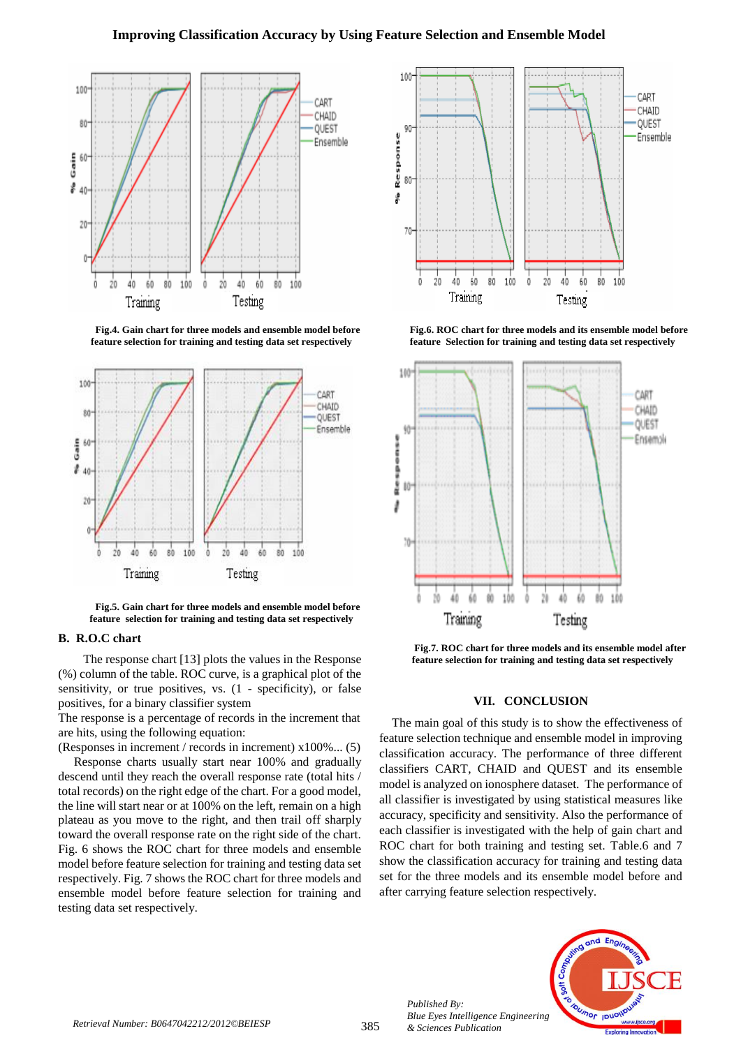Fig.4. Gain chart for three models and ensemble model before feature selection for training and testing data set respectively

Fig.5. Gain chart for three models and ensemble model before feature selection for training and testing data set respectively

### B. R.O.C chart

The response chart [13] plots the values in the Response (%) column of the table. ROC curve, is a graphical plot of the sensitivity, or true positives, vs. (1 - specificity), or false positives, for a binary classifier system

The response is a percentage of records in the increment that are hits, using the following equation:

(Responses in increment / records in increment) x100%... (5)

Response charts usually start near 100% and gradually descend until they reach the overall response rate (total hits / total records) on the right edge of the chart. For a good model, the line will start near or at 100% on the left, remain on a high plateau as you move to the right, and then trail off sharply toward the overall response rate on the right side of the chart. Fig. 6 shows the ROC chart for three models and ensemble model before feature selection for training and testing data set respectively. Fig. 7 shows the ROC chart for three models and ensemble model before feature selection for training and testing data set respectively.

Fig.6. ROC chart for three models and its ensemble model before feature Selection for training and testing data set respectively

Fig.7. ROC chart for three models and its ensemble model after feature selection for training and testing data set respectively

## VII. CONCLUSION

The main goal of this study is to show the effectiveness of feature selection technique and ensemble model in improving classification accuracy. The performance of three different classifiers CART, CHAID and QUEST and its ensemble model is analyzed on ionosphere dataset. The performance of all classifier is investigated by using statistical measures like accuracy, specificity and sensitivity. Also the performance of each classifier is investigated with the help of gain chart and ROC chart for both training and testing set. Table.6 and 7 show the classification accuracy for training and testing data set for the three models and its ensemble model before and after carrying feature selection respectively.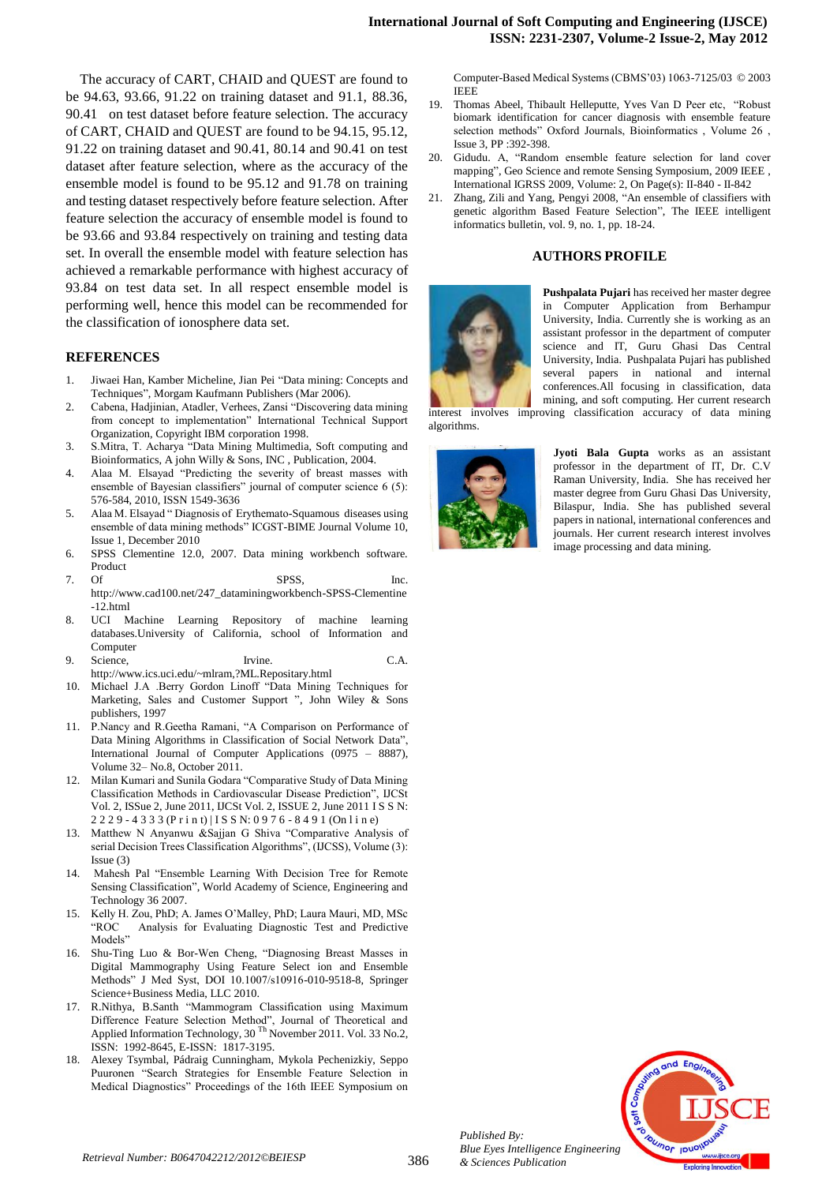The accuracy of CART, CHAID and QUEST are found to be 94.63, 93.66, 91.22 on training dataset and 91.1, 88.36, 90.41 on test dataset before feature selection. The accuracy of CART, CHAID and QUEST are found to be 94.15, 95.12, 91.22 on training dataset and 90.41, 80.14 and 90.41 on test dataset after feature selection, where as the accuracy of the ensemble model is found to be 95.12 and 91.78 on training and testing dataset respectively before feature selection. After feature selection the accuracy of ensemble model is found to be 93.66 and 93.84 respectively on training and testing data set. In overall the ensemble model with feature selection has achieved a remarkable performance with highest accuracy of 93.84 on test data set. In all respect ensemble model is performing well, hence this model can be recommended for the classification of ionosphere data set.

## REFERENCES

1. Jiwaei Han, Kamber Micheline, Jian Pei "Data mining: Concepts and Techniques", Morgam Kaufmann Publishers (Mar 2006).
2. Cabena, Hadjinian, Atadler, Verhees, Zansi "Discovering data mining from concept to implementation" International Technical Support Organization, Copyright IBM corporation 1998.
3. S.Mitra, T. Acharya "Data Mining Multimedia, Soft computing and Bioinformatics, A john Willy & Sons, INC , Publication, 2004.
4. Alaa M. Elsayad "Predicting the severity of breast masses with ensemble of Bayesian classifiers" journal of computer science 6 (5): 576-584, 2010, ISSN 1549-3636
5. Alaa M. Elsayad " Diagnosis of Erythemato-Squamous diseases using ensemble of data mining methods" ICGST-BIME Journal Volume 10, Issue 1, December 2010
6. SPSS Clementine 12.0, 2007. Data mining workbench software. Product
7. Of SPSS, Inc. http://www.cad100.net/247_dataminingworkbench-SPSS-Clementine-12.html
8. UCI Machine Learning Repository of machine learning databases.University of California, school of Information and Computer
9. Science, Irvine. C.A. http://www.ics.uci.edu/~mlram,?ML.Repositary.html
10. Michael J.A .Berry Gordon Linoff "Data Mining Techniques for Marketing, Sales and Customer Support ", John Wiley & Sons publishers, 1997
11. P.Nancy and R.Geetha Ramani, "A Comparison on Performance of Data Mining Algorithms in Classification of Social Network Data", International Journal of Computer Applications (0975 – 8887), Volume 32– No.8, October 2011.
12. Milan Kumari and Sunila Godara "Comparative Study of Data Mining Classification Methods in Cardiovascular Disease Prediction", IJCSt Vol. 2, ISSue 2, June 2011, IJCSt Vol. 2, ISSUE 2, June 2011 I S S N: 2 2 2 9 - 4 3 3 3 (P r i n t) | I S S N: 0 9 7 6 - 8 4 9 1 (On l i n e)
13. Matthew N Anyanwu &Sajjan G Shiva "Comparative Analysis of serial Decision Trees Classification Algorithms", (IJCSS), Volume (3): Issue (3)
14. Mahesh Pal "Ensemble Learning With Decision Tree for Remote Sensing Classification", World Academy of Science, Engineering and Technology 36 2007.
15. Kelly H. Zou, PhD; A. James O'Malley, PhD; Laura Mauri, MD, MSc "ROC Analysis for Evaluating Diagnostic Test and Predictive Models"
16. Shu-Ting Luo & Bor-Wen Cheng, "Diagnosing Breast Masses in Digital Mammography Using Feature Select ion and Ensemble Methods" J Med Syst, DOI 10.1007/s10916-010-9518-8, Springer Science+Business Media, LLC 2010.
17. R.Nithya, B.Santh "Mammogram Classification using Maximum Difference Feature Selection Method", Journal of Theoretical and Applied Information Technology, 30 Th November 2011. Vol. 33 No.2, ISSN: 1992-8645, E-ISSN: 1817-3195.
18. Alexey Tsymbal, Pádraig Cunningham, Mykola Pechenizkiy, Seppo Puuronen "Search Strategies for Ensemble Feature Selection in Medical Diagnostics" Proceedings of the 16th IEEE Symposium on Computer-Based Medical Systems (CBMS'03) 1063-7125/03 © 2003 IEEE
19. Thomas Abeel, Thibault Helleputte, Yves Van D Peer etc, "Robust biomark identification for cancer diagnosis with ensemble feature selection methods" Oxford Journals, Bioinformatics , Volume 26 , Issue 3, PP :392-398.
20. Gidudu. A, "Random ensemble feature selection for land cover mapping", Geo Science and remote Sensing Symposium, 2009 IEEE , International IGRSS 2009, Volume: 2, On Page(s): II-840 - II-842
21. Zhang, Zili and Yang, Pengyi 2008, "An ensemble of classifiers with genetic algorithm Based Feature Selection", The IEEE intelligent informatics bulletin, vol. 9, no. 1, pp. 18-24.

## AUTHORS PROFILE

**Pushpalata Pujari** has received her master degree in Computer Application from Berhampur University, India. Currently she is working as an assistant professor in the department of computer science and IT, Guru Ghasi Das Central University, India. Pushpalata Pujari has published several papers in national and internal conferences.All focusing in classification, data mining, and soft computing. Her current research interest involves improving classification accuracy of data mining algorithms.

**Jyoti Bala Gupta** works as an assistant professor in the department of IT, Dr. C.V Raman University, India. She has received her master degree from Guru Ghasi Das University, Bilaspur, India. She has published several papers in national, international conferences and journals. Her current research interest involves image processing and data mining.